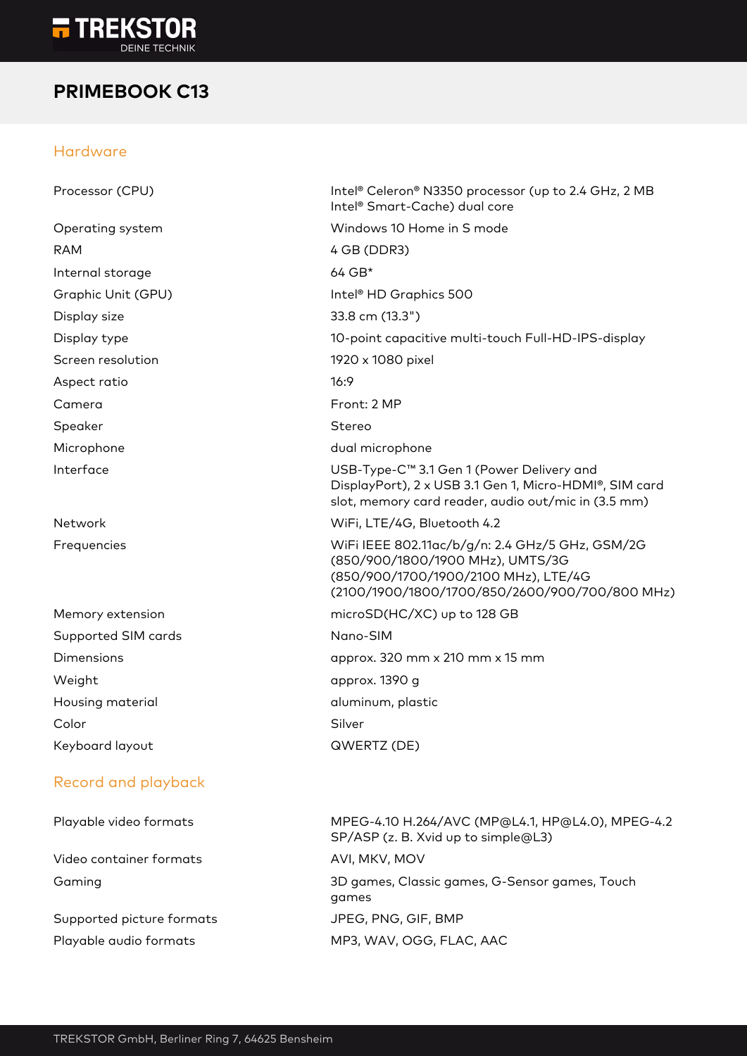# PRIMEBOOK C13

## Hardware

| | |
|---|---|
| Processor (CPU) | Intel® Celeron® N3350 processor (up to 2.4 GHz, 2 MB Intel® Smart-Cache) dual core |
| Operating system | Windows 10 Home in S mode |
| RAM | 4 GB (DDR3) |
| Internal storage | 64 GB* |
| Graphic Unit (GPU) | Intel® HD Graphics 500 |
| Display size | 33.8 cm (13.3") |
| Display type | 10-point capacitive multi-touch Full-HD-IPS-display |
| Screen resolution | 1920 x 1080 pixel |
| Aspect ratio | 16:9 |
| Camera | Front: 2 MP |
| Speaker | Stereo |
| Microphone | dual microphone |
| Interface | USB-Type-C™ 3.1 Gen 1 (Power Delivery and DisplayPort), 2 x USB 3.1 Gen 1, Micro-HDMI®, SIM card slot, memory card reader, audio out/mic in (3.5 mm) |
| Network | WiFi, LTE/4G, Bluetooth 4.2 |
| Frequencies | WiFi IEEE 802.11ac/b/g/n: 2.4 GHz/5 GHz, GSM/2G (850/900/1800/1900 MHz), UMTS/3G (850/900/1700/1900/2100 MHz), LTE/4G (2100/1900/1800/1700/850/2600/900/700/800 MHz) |
| Memory extension | microSD(HC/XC) up to 128 GB |
| Supported SIM cards | Nano-SIM |
| Dimensions | approx. 320 mm x 210 mm x 15 mm |
| Weight | approx. 1390 g |
| Housing material | aluminum, plastic |
| Color | Silver |
| Keyboard layout | QWERTZ (DE) |

## Record and playback

| | |
|---|---|
| Playable video formats | MPEG-4.10 H.264/AVC (MP@L4.1, HP@L4.0), MPEG-4.2 SP/ASP (z. B. Xvid up to simple@L3) |
| Video container formats | AVI, MKV, MOV |
| Gaming | 3D games, Classic games, G-Sensor games, Touch games |
| Supported picture formats | JPEG, PNG, GIF, BMP |
| Playable audio formats | MP3, WAV, OGG, FLAC, AAC |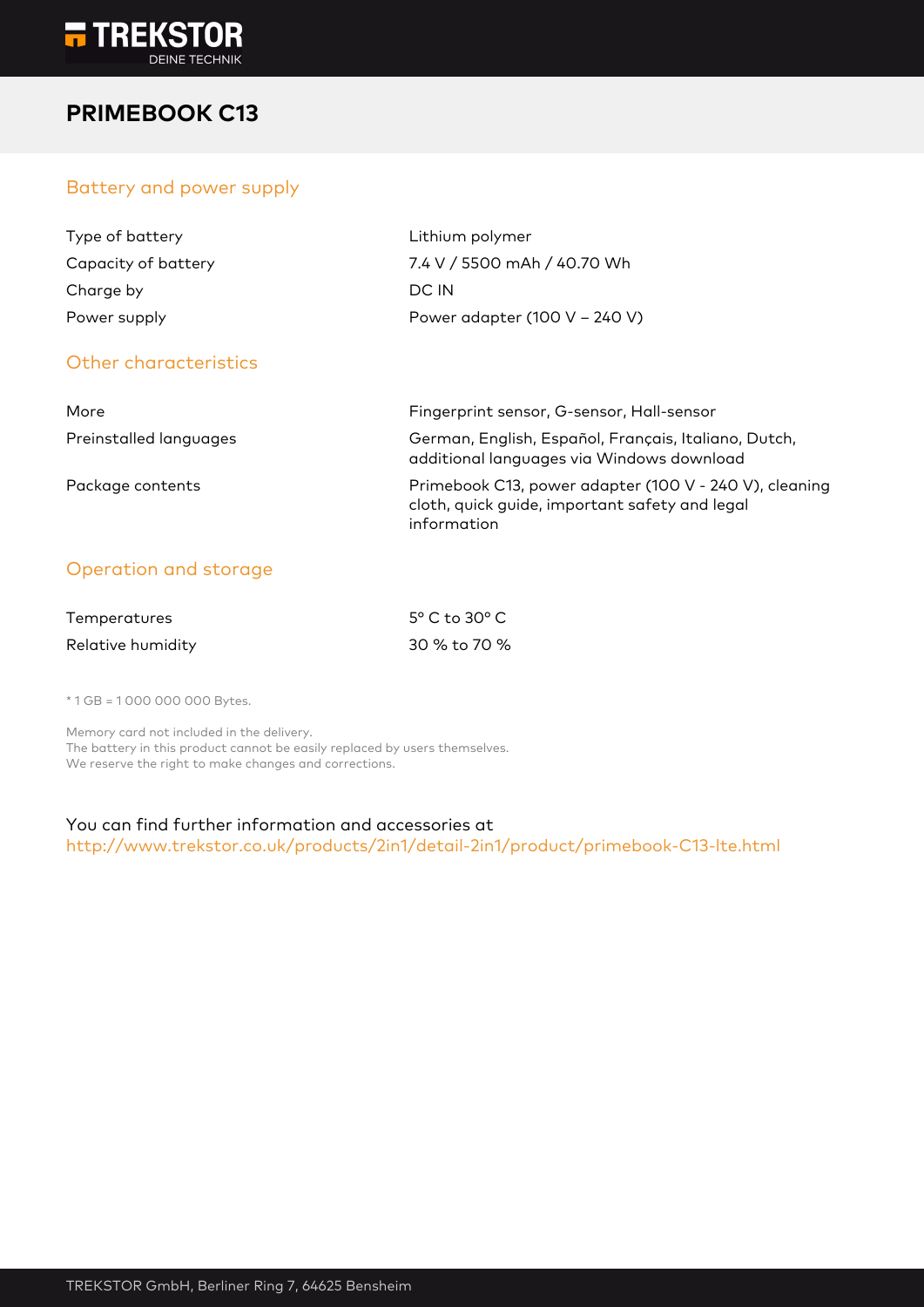# PRIMEBOOK C13

## Battery and power supply

| | |
|---|---|
| Type of battery | Lithium polymer |
| Capacity of battery | 7.4 V / 5500 mAh / 40.70 Wh |
| Charge by | DC IN |
| Power supply | Power adapter (100 V – 240 V) |

## Other characteristics

| | |
|---|---|
| More | Fingerprint sensor, G-sensor, Hall-sensor |
| Preinstalled languages | German, English, Español, Français, Italiano, Dutch, additional languages via Windows download |
| Package contents | Primebook C13, power adapter (100 V - 240 V), cleaning cloth, quick guide, important safety and legal information |

## Operation and storage

| | |
|---|---|
| Temperatures | 5° C to 30° C |
| Relative humidity | 30 % to 70 % |

* 1 GB = 1 000 000 000 Bytes.

Memory card not included in the delivery.
The battery in this product cannot be easily replaced by users themselves.
We reserve the right to make changes and corrections.

You can find further information and accessories at
http://www.trekstor.co.uk/products/2in1/detail-2in1/product/primebook-C13-lte.html

TREKSTOR GmbH, Berliner Ring 7, 64625 Bensheim